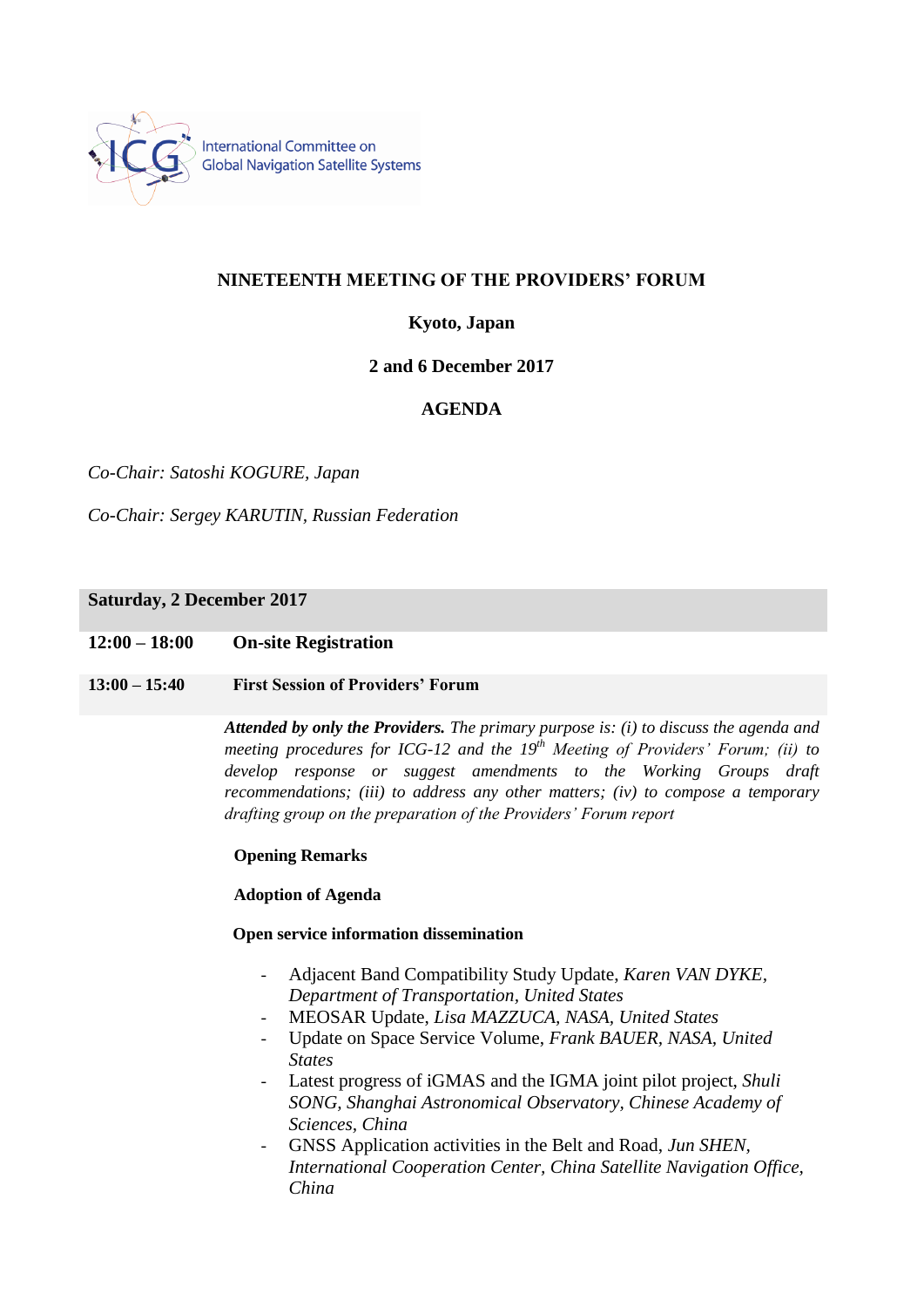International Committee on Global Navigation Satellite Systems

# NINETEENTH MEETING OF THE PROVIDERS' FORUM

**Kyoto, Japan**

**2 and 6 December 2017**

## AGENDA

*Co-Chair: Satoshi KOGURE, Japan*

*Co-Chair: Sergey KARUTIN, Russian Federation*

### Saturday, 2 December 2017

**12:00 – 18:00** **On-site Registration**

**13:00 – 15:40** **First Session of Providers' Forum**

***Attended by only the Providers.*** *The primary purpose is: (i) to discuss the agenda and meeting procedures for ICG-12 and the 19th Meeting of Providers' Forum; (ii) to develop response or suggest amendments to the Working Groups draft recommendations; (iii) to address any other matters; (iv) to compose a temporary drafting group on the preparation of the Providers' Forum report*

**Opening Remarks**

**Adoption of Agenda**

**Open service information dissemination**

- Adjacent Band Compatibility Study Update, *Karen VAN DYKE, Department of Transportation, United States*
- MEOSAR Update, *Lisa MAZZUCA, NASA, United States*
- Update on Space Service Volume, *Frank BAUER, NASA, United States*
- Latest progress of iGMAS and the IGMA joint pilot project, *Shuli SONG, Shanghai Astronomical Observatory, Chinese Academy of Sciences, China*
- GNSS Application activities in the Belt and Road, *Jun SHEN, International Cooperation Center, China Satellite Navigation Office, China*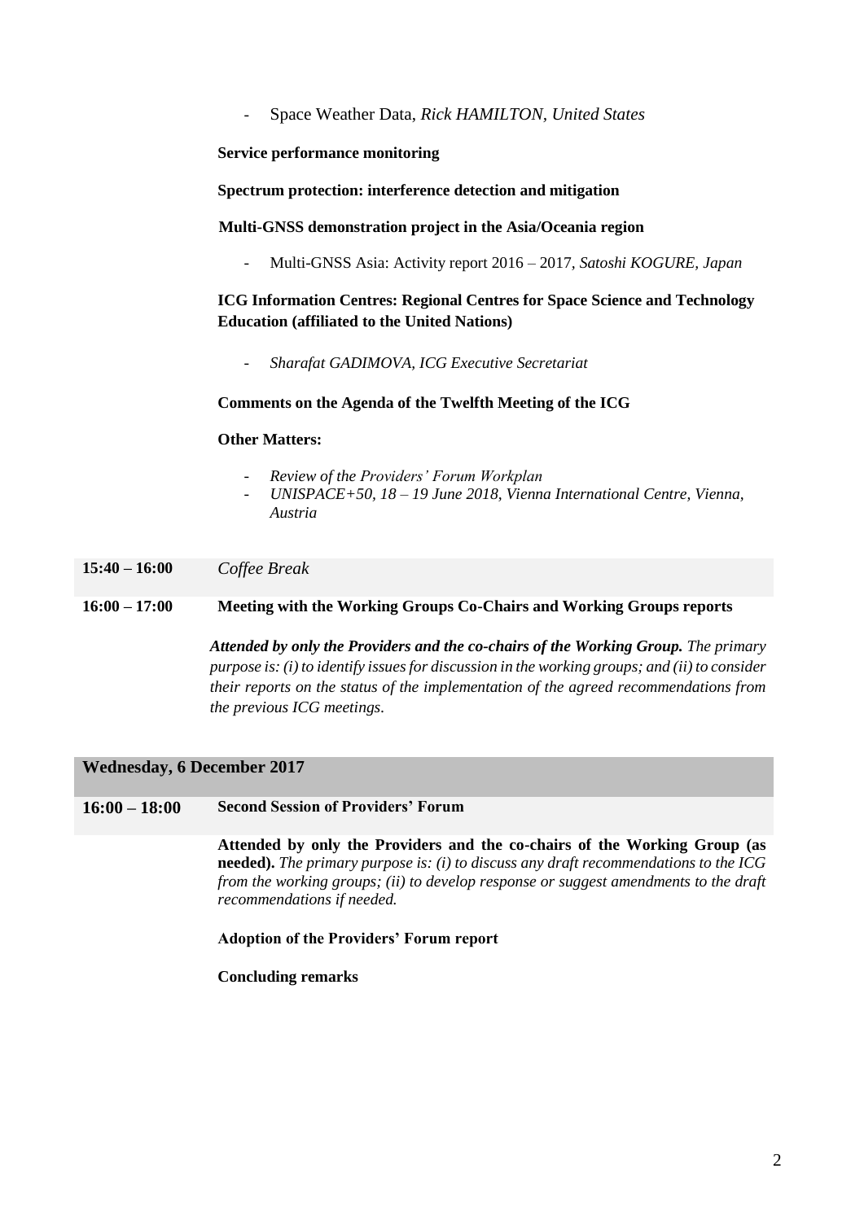- Space Weather Data, *Rick HAMILTON, United States*

**Service performance monitoring**

**Spectrum protection: interference detection and mitigation**

**Multi-GNSS demonstration project in the Asia/Oceania region**

- Multi-GNSS Asia: Activity report 2016 – 2017, *Satoshi KOGURE, Japan*

**ICG Information Centres: Regional Centres for Space Science and Technology Education (affiliated to the United Nations)**

- *Sharafat GADIMOVA, ICG Executive Secretariat*

**Comments on the Agenda of the Twelfth Meeting of the ICG**

**Other Matters:**

- *Review of the Providers' Forum Workplan*
- *UNISPACE+50, 18 – 19 June 2018, Vienna International Centre, Vienna, Austria*

| | |
|---|---|
| **15:40 – 16:00** | *Coffee Break* |
| **16:00 – 17:00** | **Meeting with the Working Groups Co-Chairs and Working Groups reports** |

***Attended by only the Providers and the co-chairs of the Working Group.*** *The primary purpose is: (i) to identify issues for discussion in the working groups; and (ii) to consider their reports on the status of the implementation of the agreed recommendations from the previous ICG meetings.*

## Wednesday, 6 December 2017

| | |
|---|---|
| **16:00 – 18:00** | **Second Session of Providers' Forum** |

**Attended by only the Providers and the co-chairs of the Working Group (as needed).** *The primary purpose is: (i) to discuss any draft recommendations to the ICG from the working groups; (ii) to develop response or suggest amendments to the draft recommendations if needed.*

**Adoption of the Providers' Forum report**

**Concluding remarks**